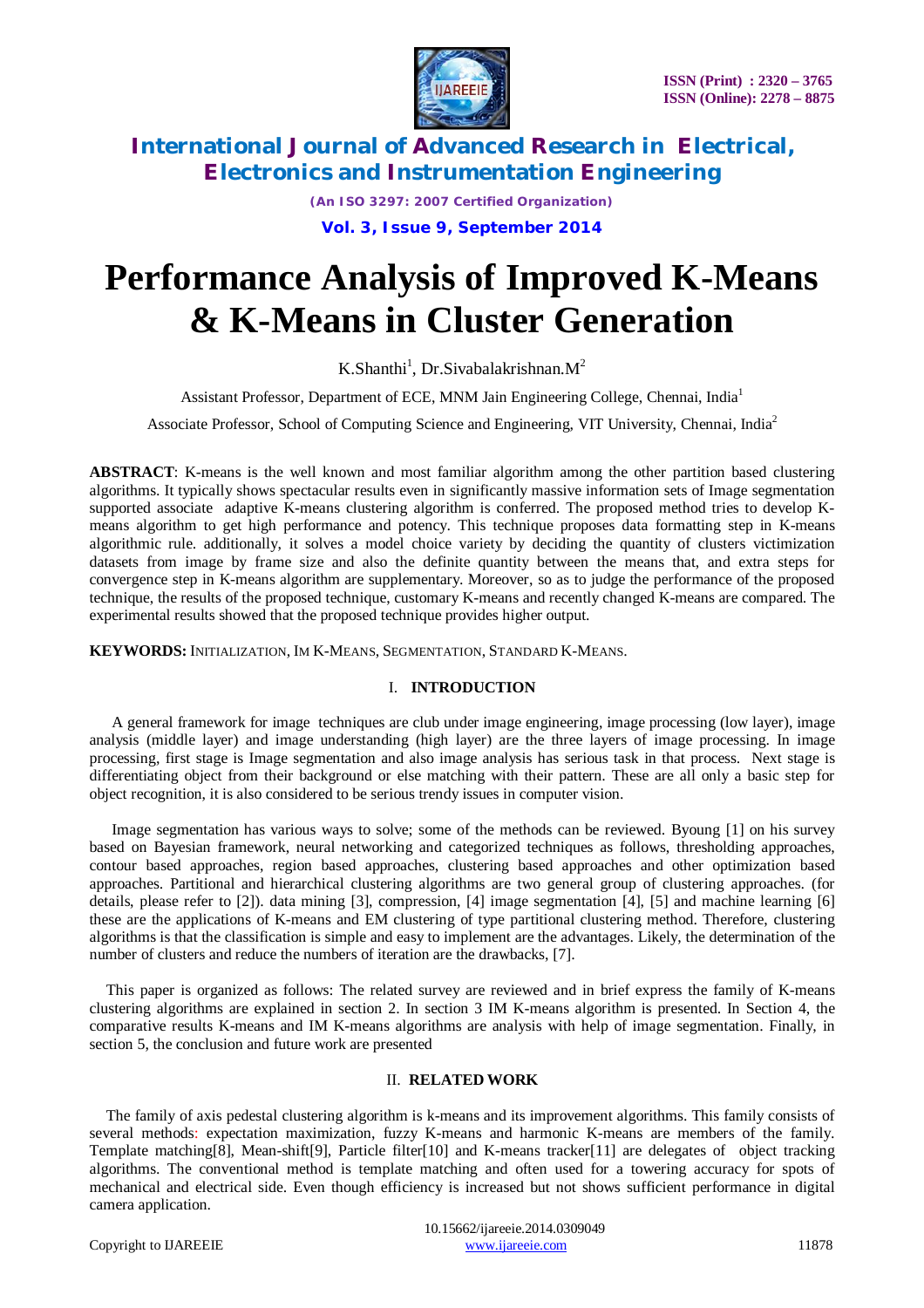# Performance Analysis of Improved K-Means & K-Means in Cluster Generation

K.Shanthi[1], Dr.Sivabalakrishnan.M[2]

Assistant Professor, Department of ECE, MNM Jain Engineering College, Chennai, India[1]

Associate Professor, School of Computing Science and Engineering, VIT University, Chennai, India[2]

**ABSTRACT**: K-means is the well known and most familiar algorithm among the other partition based clustering algorithms. It typically shows spectacular results even in significantly massive information sets of Image segmentation supported associate adaptive K-means clustering algorithm is conferred. The proposed method tries to develop K-means algorithm to get high performance and potency. This technique proposes data formatting step in K-means algorithmic rule. additionally, it solves a model choice variety by deciding the quantity of clusters victimization datasets from image by frame size and also the definite quantity between the means that, and extra steps for convergence step in K-means algorithm are supplementary. Moreover, so as to judge the performance of the proposed technique, the results of the proposed technique, customary K-means and recently changed K-means are compared. The experimental results showed that the proposed technique provides higher output.

**KEYWORDS:** INITIALIZATION, IM K-MEANS, SEGMENTATION, STANDARD K-MEANS.

## I. INTRODUCTION

A general framework for image techniques are club under image engineering, image processing (low layer), image analysis (middle layer) and image understanding (high layer) are the three layers of image processing. In image processing, first stage is Image segmentation and also image analysis has serious task in that process. Next stage is differentiating object from their background or else matching with their pattern. These are all only a basic step for object recognition, it is also considered to be serious trendy issues in computer vision.

Image segmentation has various ways to solve; some of the methods can be reviewed. Byoung [1] on his survey based on Bayesian framework, neural networking and categorized techniques as follows, thresholding approaches, contour based approaches, region based approaches, clustering based approaches and other optimization based approaches. Partitional and hierarchical clustering algorithms are two general group of clustering approaches. (for details, please refer to [2]). data mining [3], compression, [4] image segmentation [4], [5] and machine learning [6] these are the applications of K-means and EM clustering of type partitional clustering method. Therefore, clustering algorithms is that the classification is simple and easy to implement are the advantages. Likely, the determination of the number of clusters and reduce the numbers of iteration are the drawbacks, [7].

This paper is organized as follows: The related survey are reviewed and in brief express the family of K-means clustering algorithms are explained in section 2. In section 3 IM K-means algorithm is presented. In Section 4, the comparative results K-means and IM K-means algorithms are analysis with help of image segmentation. Finally, in section 5, the conclusion and future work are presented

## II. RELATED WORK

The family of axis pedestal clustering algorithm is k-means and its improvement algorithms. This family consists of several methods: expectation maximization, fuzzy K-means and harmonic K-means are members of the family. Template matching[8], Mean-shift[9], Particle filter[10] and K-means tracker[11] are delegates of object tracking algorithms. The conventional method is template matching and often used for a towering accuracy for spots of mechanical and electrical side. Even though efficiency is increased but not shows sufficient performance in digital camera application.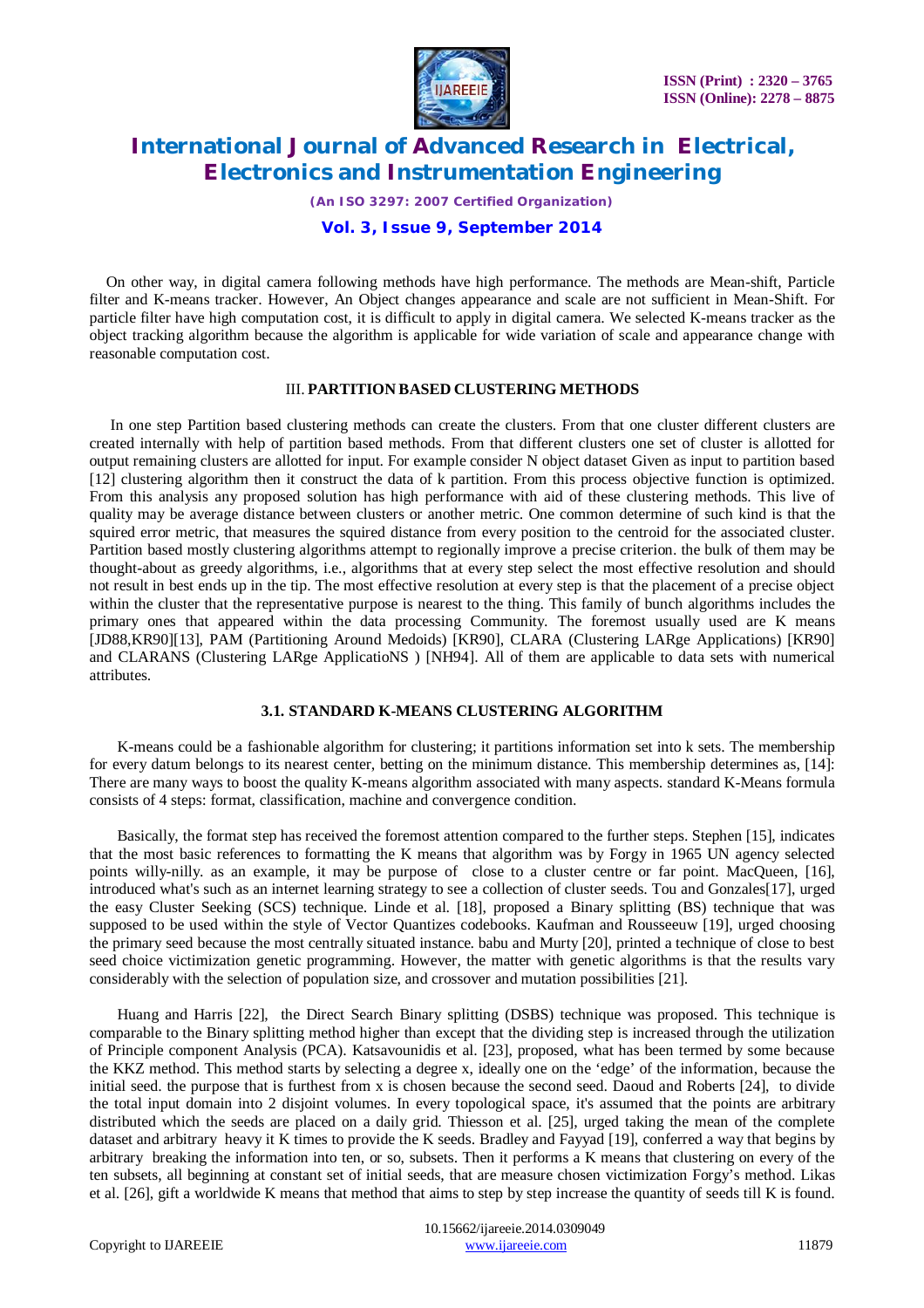On other way, in digital camera following methods have high performance. The methods are Mean-shift, Particle filter and K-means tracker. However, An Object changes appearance and scale are not sufficient in Mean-Shift. For particle filter have high computation cost, it is difficult to apply in digital camera. We selected K-means tracker as the object tracking algorithm because the algorithm is applicable for wide variation of scale and appearance change with reasonable computation cost.

## III. PARTITION BASED CLUSTERING METHODS

In one step Partition based clustering methods can create the clusters. From that one cluster different clusters are created internally with help of partition based methods. From that different clusters one set of cluster is allotted for output remaining clusters are allotted for input. For example consider N object dataset Given as input to partition based [12] clustering algorithm then it construct the data of k partition. From this process objective function is optimized. From this analysis any proposed solution has high performance with aid of these clustering methods. This live of quality may be average distance between clusters or another metric. One common determine of such kind is that the squired error metric, that measures the squired distance from every position to the centroid for the associated cluster. Partition based mostly clustering algorithms attempt to regionally improve a precise criterion. the bulk of them may be thought-about as greedy algorithms, i.e., algorithms that at every step select the most effective resolution and should not result in best ends up in the tip. The most effective resolution at every step is that the placement of a precise object within the cluster that the representative purpose is nearest to the thing. This family of bunch algorithms includes the primary ones that appeared within the data processing Community. The foremost usually used are K means [JD88,KR90][13], PAM (Partitioning Around Medoids) [KR90], CLARA (Clustering LARge Applications) [KR90] and CLARANS (Clustering LARge ApplicatioNS ) [NH94]. All of them are applicable to data sets with numerical attributes.

### 3.1. STANDARD K-MEANS CLUSTERING ALGORITHM

K-means could be a fashionable algorithm for clustering; it partitions information set into k sets. The membership for every datum belongs to its nearest center, betting on the minimum distance. This membership determines as, [14]: There are many ways to boost the quality K-means algorithm associated with many aspects. standard K-Means formula consists of 4 steps: format, classification, machine and convergence condition.

Basically, the format step has received the foremost attention compared to the further steps. Stephen [15], indicates that the most basic references to formatting the K means that algorithm was by Forgy in 1965 UN agency selected points willy-nilly. as an example, it may be purpose of close to a cluster centre or far point. MacQueen, [16], introduced what's such as an internet learning strategy to see a collection of cluster seeds. Tou and Gonzales[17], urged the easy Cluster Seeking (SCS) technique. Linde et al. [18], proposed a Binary splitting (BS) technique that was supposed to be used within the style of Vector Quantizes codebooks. Kaufman and Rousseeuw [19], urged choosing the primary seed because the most centrally situated instance. babu and Murty [20], printed a technique of close to best seed choice victimization genetic programming. However, the matter with genetic algorithms is that the results vary considerably with the selection of population size, and crossover and mutation possibilities [21].

Huang and Harris [22], the Direct Search Binary splitting (DSBS) technique was proposed. This technique is comparable to the Binary splitting method higher than except that the dividing step is increased through the utilization of Principle component Analysis (PCA). Katsavounidis et al. [23], proposed, what has been termed by some because the KKZ method. This method starts by selecting a degree x, ideally one on the 'edge' of the information, because the initial seed. the purpose that is furthest from x is chosen because the second seed. Daoud and Roberts [24], to divide the total input domain into 2 disjoint volumes. In every topological space, it's assumed that the points are arbitrary distributed which the seeds are placed on a daily grid. Thiesson et al. [25], urged taking the mean of the complete dataset and arbitrary heavy it K times to provide the K seeds. Bradley and Fayyad [19], conferred a way that begins by arbitrary breaking the information into ten, or so, subsets. Then it performs a K means that clustering on every of the ten subsets, all beginning at constant set of initial seeds, that are measure chosen victimization Forgy's method. Likas et al. [26], gift a worldwide K means that method that aims to step by step increase the quantity of seeds till K is found.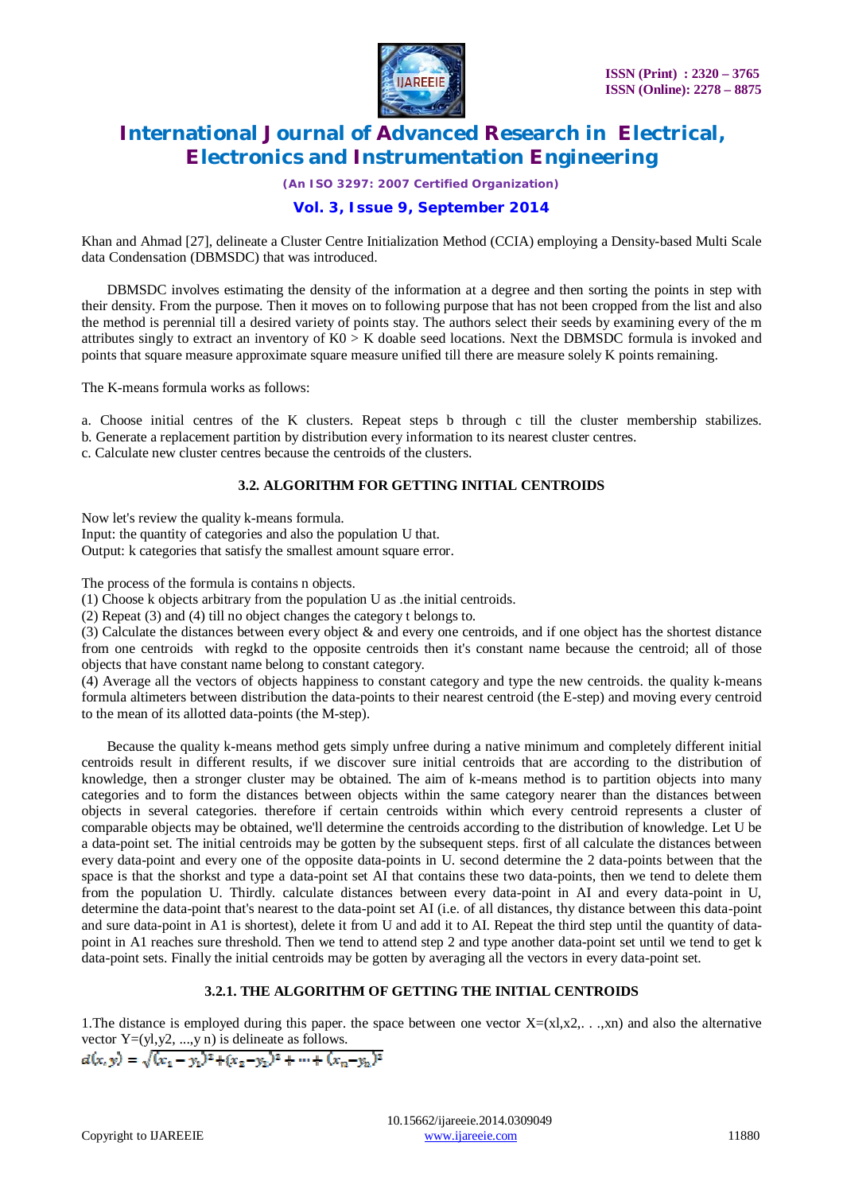Khan and Ahmad [27], delineate a Cluster Centre Initialization Method (CCIA) employing a Density-based Multi Scale data Condensation (DBMSDC) that was introduced.

DBMSDC involves estimating the density of the information at a degree and then sorting the points in step with their density. From the purpose. Then it moves on to following purpose that has not been cropped from the list and also the method is perennial till a desired variety of points stay. The authors select their seeds by examining every of the m attributes singly to extract an inventory of K0 > K doable seed locations. Next the DBMSDC formula is invoked and points that square measure approximate square measure unified till there are measure solely K points remaining.

The K-means formula works as follows:

a. Choose initial centres of the K clusters. Repeat steps b through c till the cluster membership stabilizes.
b. Generate a replacement partition by distribution every information to its nearest cluster centres.
c. Calculate new cluster centres because the centroids of the clusters.

### 3.2. ALGORITHM FOR GETTING INITIAL CENTROIDS

Now let's review the quality k-means formula.
Input: the quantity of categories and also the population U that.
Output: k categories that satisfy the smallest amount square error.

The process of the formula is contains n objects.
(1) Choose k objects arbitrary from the population U as .the initial centroids.
(2) Repeat (3) and (4) till no object changes the category t belongs to.
(3) Calculate the distances between every object & and every one centroids, and if one object has the shortest distance from one centroids with regkd to the opposite centroids then it's constant name because the centroid; all of those objects that have constant name belong to constant category.
(4) Average all the vectors of objects happiness to constant category and type the new centroids. the quality k-means formula altimeters between distribution the data-points to their nearest centroid (the E-step) and moving every centroid to the mean of its allotted data-points (the M-step).

Because the quality k-means method gets simply unfree during a native minimum and completely different initial centroids result in different results, if we discover sure initial centroids that are according to the distribution of knowledge, then a stronger cluster may be obtained. The aim of k-means method is to partition objects into many categories and to form the distances between objects within the same category nearer than the distances between objects in several categories. therefore if certain centroids within which every centroid represents a cluster of comparable objects may be obtained, we'll determine the centroids according to the distribution of knowledge. Let U be a data-point set. The initial centroids may be gotten by the subsequent steps. first of all calculate the distances between every data-point and every one of the opposite data-points in U. second determine the 2 data-points between that the space is that the shortest and type a data-point set AI that contains these two data-points, then we tend to delete them from the population U. Thirdly. calculate distances between every data-point in AI and every data-point in U, determine the data-point that's nearest to the data-point set AI (i.e. of all distances, thy distance between this data-point and sure data-point in A1 is shortest), delete it from U and add it to AI. Repeat the third step until the quantity of data-point in A1 reaches sure threshold. Then we tend to attend step 2 and type another data-point set until we tend to get k data-point sets. Finally the initial centroids may be gotten by averaging all the vectors in every data-point set.

#### 3.2.1. THE ALGORITHM OF GETTING THE INITIAL CENTROIDS

1.The distance is employed during this paper. the space between one vector X=(xl,x2,. . .,xn) and also the alternative vector Y=(yl,y2, ...,y n) is delineate as follows.

$$d(x,y) = \sqrt{(x_1-y_1)^2+(x_2-y_2)^2+\cdots+(x_n-y_n)^2}$$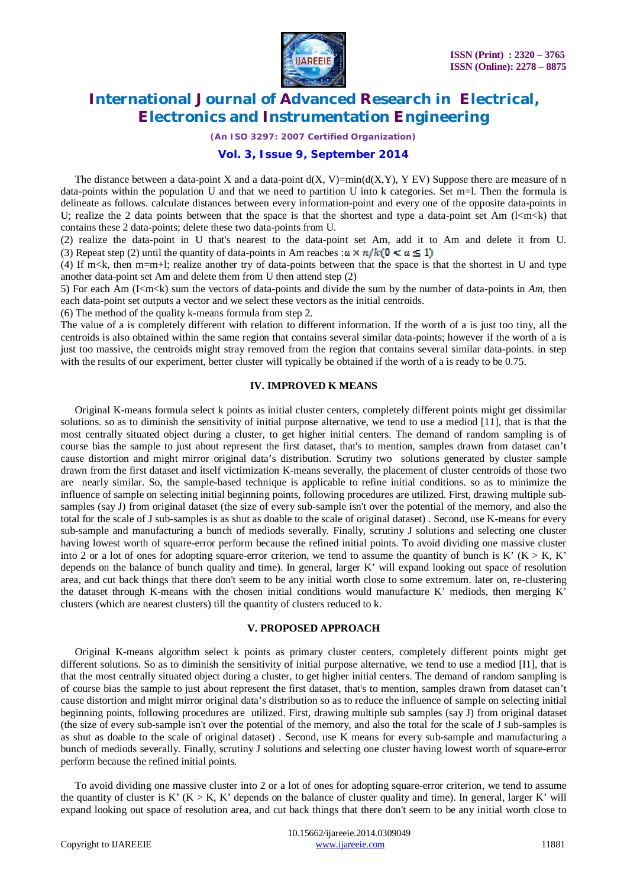The distance between a data-point X and a data-point d(X, V)=min(d(X,Y), Y EV) Suppose there are measure of n data-points within the population U and that we need to partition U into k categories. Set m=l. Then the formula is delineate as follows. calculate distances between every information-point and every one of the opposite data-points in U; realize the 2 data points between that the space is that the shortest and type a data-point set Am (l<m<k) that contains these 2 data-points; delete these two data-points from U.

(2) realize the data-point in U that's nearest to the data-point set Am, add it to Am and delete it from U.

(3) Repeat step (2) until the quantity of data-points in Am reaches : $a \times n/k (0 < a \leq 1)$

(4) If m<k, then m=m+l; realize another try of data-points between that the space is that the shortest in U and type another data-point set Am and delete them from U then attend step (2)

5) For each Am (I<m<k) sum the vectors of data-points and divide the sum by the number of data-points in *Am*, then each data-point set outputs a vector and we select these vectors as the initial centroids.

(6) The method of the quality k-means formula from step 2.

The value of a is completely different with relation to different information. If the worth of a is just too tiny, all the centroids is also obtained within the same region that contains several similar data-points; however if the worth of a is just too massive, the centroids might stray removed from the region that contains several similar data-points. in step with the results of our experiment, better cluster will typically be obtained if the worth of a is ready to be 0.75.

## IV. IMPROVED K MEANS

Original K-means formula select k points as initial cluster centers, completely different points might get dissimilar solutions. so as to diminish the sensitivity of initial purpose alternative, we tend to use a mediod [11], that is that the most centrally situated object during a cluster, to get higher initial centers. The demand of random sampling is of course bias the sample to just about represent the first dataset, that's to mention, samples drawn from dataset can't cause distortion and might mirror original data's distribution. Scrutiny two solutions generated by cluster sample drawn from the first dataset and itself victimization K-means severally, the placement of cluster centroids of those two are nearly similar. So, the sample-based technique is applicable to refine initial conditions. so as to minimize the influence of sample on selecting initial beginning points, following procedures are utilized. First, drawing multiple sub-samples (say J) from original dataset (the size of every sub-sample isn't over the potential of the memory, and also the total for the scale of J sub-samples is as shut as doable to the scale of original dataset) . Second, use K-means for every sub-sample and manufacturing a bunch of mediods severally. Finally, scrutiny J solutions and selecting one cluster having lowest worth of square-error perform because the refined initial points. To avoid dividing one massive cluster into 2 or a lot of ones for adopting square-error criterion, we tend to assume the quantity of bunch is K' (K > K, K' depends on the balance of bunch quality and time). In general, larger K' will expand looking out space of resolution area, and cut back things that there don't seem to be any initial worth close to some extremum. later on, re-clustering the dataset through K-means with the chosen initial conditions would manufacture K' mediods, then merging K' clusters (which are nearest clusters) till the quantity of clusters reduced to k.

## V. PROPOSED APPROACH

Original K-means algorithm select k points as primary cluster centers, completely different points might get different solutions. So as to diminish the sensitivity of initial purpose alternative, we tend to use a mediod [I1], that is that the most centrally situated object during a cluster, to get higher initial centers. The demand of random sampling is of course bias the sample to just about represent the first dataset, that's to mention, samples drawn from dataset can't cause distortion and might mirror original data's distribution so as to reduce the influence of sample on selecting initial beginning points, following procedures are utilized. First, drawing multiple sub samples (say J) from original dataset (the size of every sub-sample isn't over the potential of the memory, and also the total for the scale of J sub-samples is as shut as doable to the scale of original dataset) . Second, use K means for every sub-sample and manufacturing a bunch of mediods severally. Finally, scrutiny J solutions and selecting one cluster having lowest worth of square-error perform because the refined initial points.

To avoid dividing one massive cluster into 2 or a lot of ones for adopting square-error criterion, we tend to assume the quantity of cluster is K' (K > K, K' depends on the balance of cluster quality and time). In general, larger K' will expand looking out space of resolution area, and cut back things that there don't seem to be any initial worth close to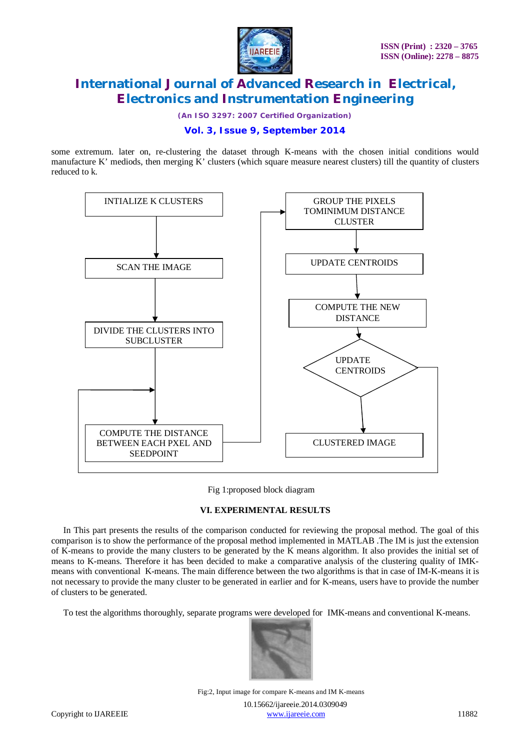some extremum. later on, re-clustering the dataset through K-means with the chosen initial conditions would manufacture K' mediods, then merging K' clusters (which square measure nearest clusters) till the quantity of clusters reduced to k.

INTIALIZE K CLUSTERS

SCAN THE IMAGE

DIVIDE THE CLUSTERS INTO SUBCLUSTER

COMPUTE THE DISTANCE BETWEEN EACH PXEL AND SEEDPOINT

GROUP THE PIXELS TOMINIMUM DISTANCE CLUSTER

UPDATE CENTROIDS

COMPUTE THE NEW DISTANCE

UPDATE CENTROIDS

CLUSTERED IMAGE

Fig 1:proposed block diagram

## VI. EXPERIMENTAL RESULTS

In This part presents the results of the comparison conducted for reviewing the proposal method. The goal of this comparison is to show the performance of the proposal method implemented in MATLAB .The IM is just the extension of K-means to provide the many clusters to be generated by the K means algorithm. It also provides the initial set of means to K-means. Therefore it has been decided to make a comparative analysis of the clustering quality of IMK-means with conventional K-means. The main difference between the two algorithms is that in case of IM-K-means it is not necessary to provide the many cluster to be generated in earlier and for K-means, users have to provide the number of clusters to be generated.

To test the algorithms thoroughly, separate programs were developed for IMK-means and conventional K-means.

Fig:2, Input image for compare K-means and IM K-means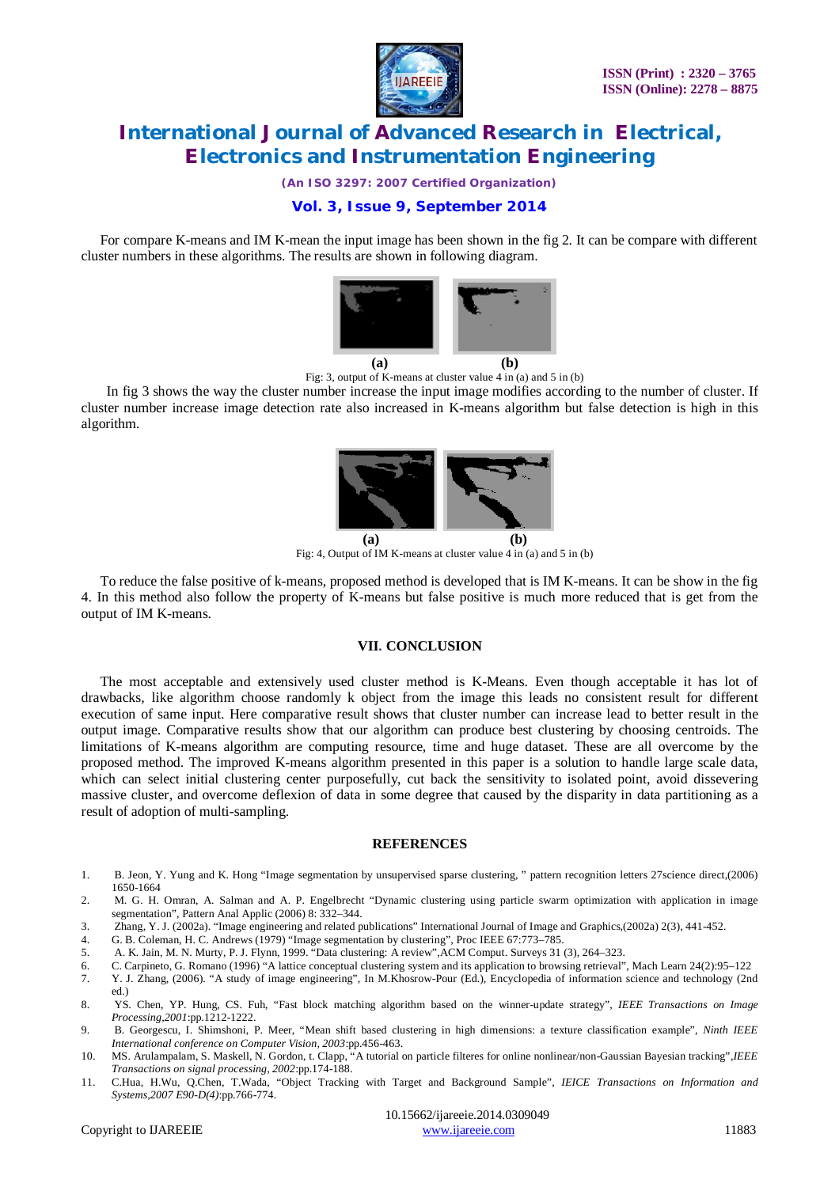For compare K-means and IM K-mean the input image has been shown in the fig 2. It can be compare with different cluster numbers in these algorithms. The results are shown in following diagram.

(a) (b)

Fig: 3, output of K-means at cluster value 4 in (a) and 5 in (b)

In fig 3 shows the way the cluster number increase the input image modifies according to the number of cluster. If cluster number increase image detection rate also increased in K-means algorithm but false detection is high in this algorithm.

(a) (b)

Fig: 4, Output of IM K-means at cluster value 4 in (a) and 5 in (b)

To reduce the false positive of k-means, proposed method is developed that is IM K-means. It can be show in the fig 4. In this method also follow the property of K-means but false positive is much more reduced that is get from the output of IM K-means.

## VII. CONCLUSION

The most acceptable and extensively used cluster method is K-Means. Even though acceptable it has lot of drawbacks, like algorithm choose randomly k object from the image this leads no consistent result for different execution of same input. Here comparative result shows that cluster number can increase lead to better result in the output image. Comparative results show that our algorithm can produce best clustering by choosing centroids. The limitations of K-means algorithm are computing resource, time and huge dataset. These are all overcome by the proposed method. The improved K-means algorithm presented in this paper is a solution to handle large scale data, which can select initial clustering center purposefully, cut back the sensitivity to isolated point, avoid dissevering massive cluster, and overcome deflexion of data in some degree that caused by the disparity in data partitioning as a result of adoption of multi-sampling.

## REFERENCES

1. B. Jeon, Y. Yung and K. Hong "Image segmentation by unsupervised sparse clustering, " pattern recognition letters 27science direct,(2006) 1650-1664
2. M. G. H. Omran, A. Salman and A. P. Engelbrecht "Dynamic clustering using particle swarm optimization with application in image segmentation", Pattern Anal Applic (2006) 8: 332–344.
3. Zhang, Y. J. (2002a). "Image engineering and related publications" International Journal of Image and Graphics,(2002a) 2(3), 441-452.
4. G. B. Coleman, H. C. Andrews (1979) "Image segmentation by clustering", Proc IEEE 67:773–785.
5. A. K. Jain, M. N. Murty, P. J. Flynn, 1999. "Data clustering: A review",ACM Comput. Surveys 31 (3), 264–323.
6. C. Carpineto, G. Romano (1996) "A lattice conceptual clustering system and its application to browsing retrieval", Mach Learn 24(2):95–122
7. Y. J. Zhang, (2006). "A study of image engineering", In M.Khosrow-Pour (Ed.), Encyclopedia of information science and technology (2nd ed.)
8. YS. Chen, YP. Hung, CS. Fuh, "Fast block matching algorithm based on the winner-update strategy", *IEEE Transactions on Image Processing,2001*:pp.1212-1222.
9. B. Georgescu, I. Shimshoni, P. Meer, "Mean shift based clustering in high dimensions: a texture classification example", *Ninth IEEE International conference on Computer Vision, 2003*:pp.456-463.
10. MS. Arulampalam, S. Maskell, N. Gordon, t. Clapp, "A tutorial on particle filteres for online nonlinear/non-Gaussian Bayesian tracking",*IEEE Transactions on signal processing, 2002*:pp.174-188.
11. C.Hua, H.Wu, Q.Chen, T.Wada, "Object Tracking with Target and Background Sample", *IEICE Transactions on Information and Systems,2007 E90-D(4)*:pp.766-774.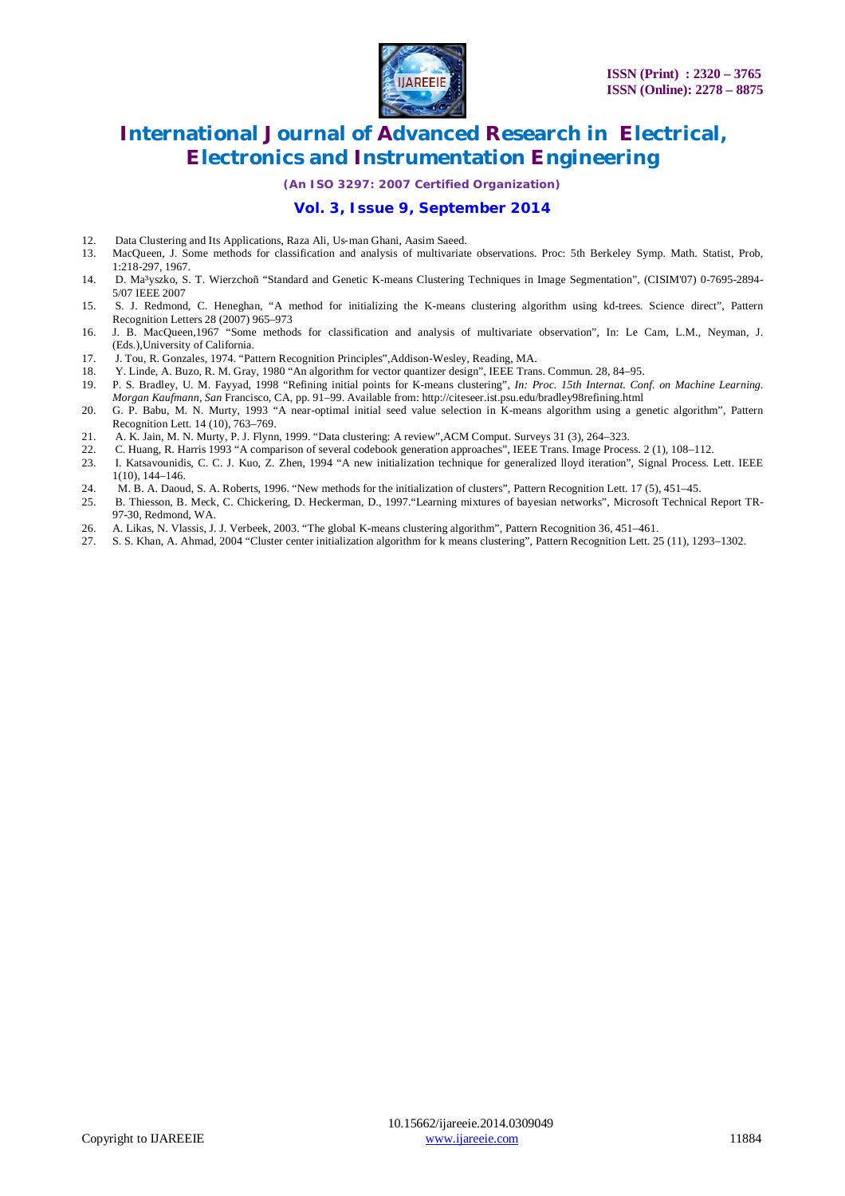12. Data Clustering and Its Applications, Raza Ali, Us-man Ghani, Aasim Saeed.
13. MacQueen, J. Some methods for classification and analysis of multivariate observations. Proc: 5th Berkeley Symp. Math. Statist, Prob, 1:218-297, 1967.
14. D. Ma³yszko, S. T. Wierzchoñ "Standard and Genetic K-means Clustering Techniques in Image Segmentation", (CISIM'07) 0-7695-2894-5/07 IEEE 2007
15. S. J. Redmond, C. Heneghan, "A method for initializing the K-means clustering algorithm using kd-trees. Science direct", Pattern Recognition Letters 28 (2007) 965–973
16. J. B. MacQueen,1967 "Some methods for classification and analysis of multivariate observation", In: Le Cam, L.M., Neyman, J. (Eds.),University of California.
17. J. Tou, R. Gonzales, 1974. "Pattern Recognition Principles",Addison-Wesley, Reading, MA.
18. Y. Linde, A. Buzo, R. M. Gray, 1980 "An algorithm for vector quantizer design", IEEE Trans. Commun. 28, 84–95.
19. P. S. Bradley, U. M. Fayyad, 1998 "Refining initial points for K-means clustering", *In: Proc. 15th Internat. Conf. on Machine Learning. Morgan Kaufmann, San* Francisco, CA, pp. 91–99. Available from: http://citeseer.ist.psu.edu/bradley98refining.html
20. G. P. Babu, M. N. Murty, 1993 "A near-optimal initial seed value selection in K-means algorithm using a genetic algorithm", Pattern Recognition Lett. 14 (10), 763–769.
21. A. K. Jain, M. N. Murty, P. J. Flynn, 1999. "Data clustering: A review",ACM Comput. Surveys 31 (3), 264–323.
22. C. Huang, R. Harris 1993 "A comparison of several codebook generation approaches", IEEE Trans. Image Process. 2 (1), 108–112.
23. I. Katsavounidis, C. C. J. Kuo, Z. Zhen, 1994 "A new initialization technique for generalized lloyd iteration", Signal Process. Lett. IEEE 1(10), 144–146.
24. M. B. A. Daoud, S. A. Roberts, 1996. "New methods for the initialization of clusters", Pattern Recognition Lett. 17 (5), 451–45.
25. B. Thiesson, B. Meck, C. Chickering, D. Heckerman, D., 1997."Learning mixtures of bayesian networks", Microsoft Technical Report TR-97-30, Redmond, WA.
26. A. Likas, N. Vlassis, J. J. Verbeek, 2003. "The global K-means clustering algorithm", Pattern Recognition 36, 451–461.
27. S. S. Khan, A. Ahmad, 2004 "Cluster center initialization algorithm for k means clustering", Pattern Recognition Lett. 25 (11), 1293–1302.